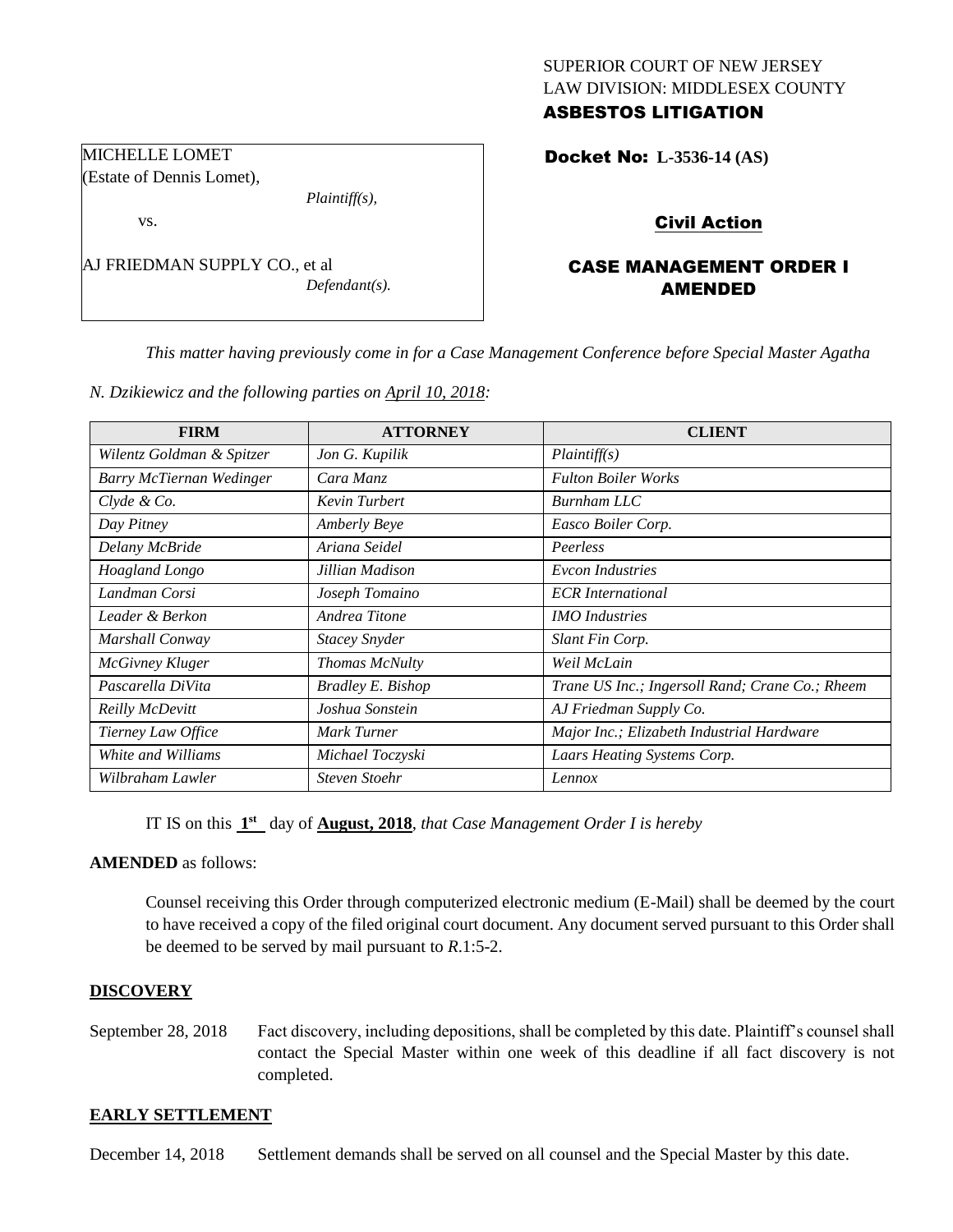SUPERIOR COURT OF NEW JERSEY
LAW DIVISION: MIDDLESEX COUNTY
**ASBESTOS LITIGATION**

MICHELLE LOMET
(Estate of Dennis Lomet),
*Plaintiff(s),*

vs.

AJ FRIEDMAN SUPPLY CO., et al
*Defendant(s).*

**Docket No: L-3536-14 (AS)**

**Civil Action**

**CASE MANAGEMENT ORDER I AMENDED**

*This matter having previously come in for a Case Management Conference before Special Master Agatha N. Dzikiewicz and the following parties on April 10, 2018:*

| FIRM | ATTORNEY | CLIENT |
|---|---|---|
| *Wilentz Goldman & Spitzer* | *Jon G. Kupilik* | *Plaintiff(s)* |
| *Barry McTiernan Wedinger* | *Cara Manz* | *Fulton Boiler Works* |
| *Clyde & Co.* | *Kevin Turbert* | *Burnham LLC* |
| *Day Pitney* | *Amberly Beye* | *Easco Boiler Corp.* |
| *Delany McBride* | *Ariana Seidel* | *Peerless* |
| *Hoagland Longo* | *Jillian Madison* | *Evcon Industries* |
| *Landman Corsi* | *Joseph Tomaino* | *ECR International* |
| *Leader & Berkon* | *Andrea Titone* | *IMO Industries* |
| *Marshall Conway* | *Stacey Snyder* | *Slant Fin Corp.* |
| *McGivney Kluger* | *Thomas McNulty* | *Weil McLain* |
| *Pascarella DiVita* | *Bradley E. Bishop* | *Trane US Inc.; Ingersoll Rand; Crane Co.; Rheem* |
| *Reilly McDevitt* | *Joshua Sonstein* | *AJ Friedman Supply Co.* |
| *Tierney Law Office* | *Mark Turner* | *Major Inc.; Elizabeth Industrial Hardware* |
| *White and Williams* | *Michael Toczyski* | *Laars Heating Systems Corp.* |
| *Wilbraham Lawler* | *Steven Stoehr* | *Lennox* |

IT IS on this **1st** day of **August, 2018**, *that Case Management Order I is hereby*

**AMENDED** as follows:

Counsel receiving this Order through computerized electronic medium (E-Mail) shall be deemed by the court to have received a copy of the filed original court document. Any document served pursuant to this Order shall be deemed to be served by mail pursuant to *R*.1:5-2.

## DISCOVERY

September 28, 2018 — Fact discovery, including depositions, shall be completed by this date. Plaintiff's counsel shall contact the Special Master within one week of this deadline if all fact discovery is not completed.

## EARLY SETTLEMENT

December 14, 2018 — Settlement demands shall be served on all counsel and the Special Master by this date.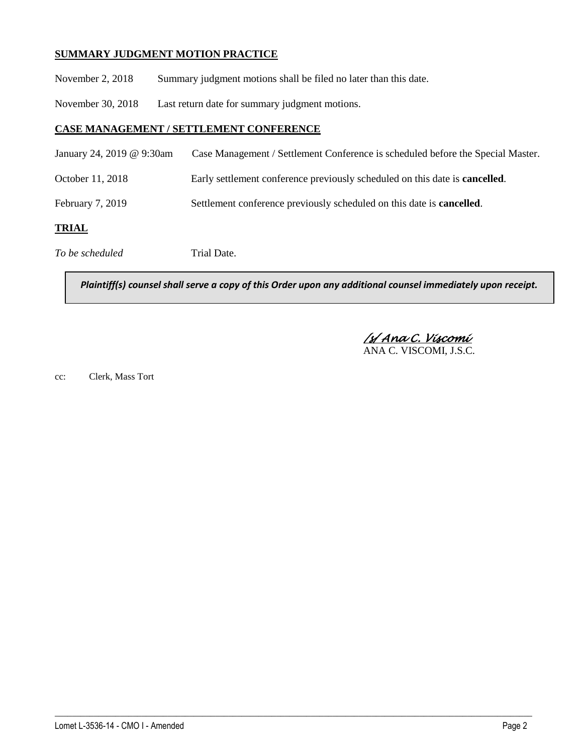## **SUMMARY JUDGMENT MOTION PRACTICE**

| | |
|---|---|
| November 2, 2018 | Summary judgment motions shall be filed no later than this date. |
| November 30, 2018 | Last return date for summary judgment motions. |

## **CASE MANAGEMENT / SETTLEMENT CONFERENCE**

| | |
|---|---|
| January 24, 2019 @ 9:30am | Case Management / Settlement Conference is scheduled before the Special Master. |
| October 11, 2018 | Early settlement conference previously scheduled on this date is **cancelled**. |
| February 7, 2019 | Settlement conference previously scheduled on this date is **cancelled**. |

## **TRIAL**

| | |
|---|---|
| *To be scheduled* | Trial Date. |

***Plaintiff(s) counsel shall serve a copy of this Order upon any additional counsel immediately upon receipt.***

*/s/ Ana C. Viscomi*
ANA C. VISCOMI, J.S.C.

cc: Clerk, Mass Tort